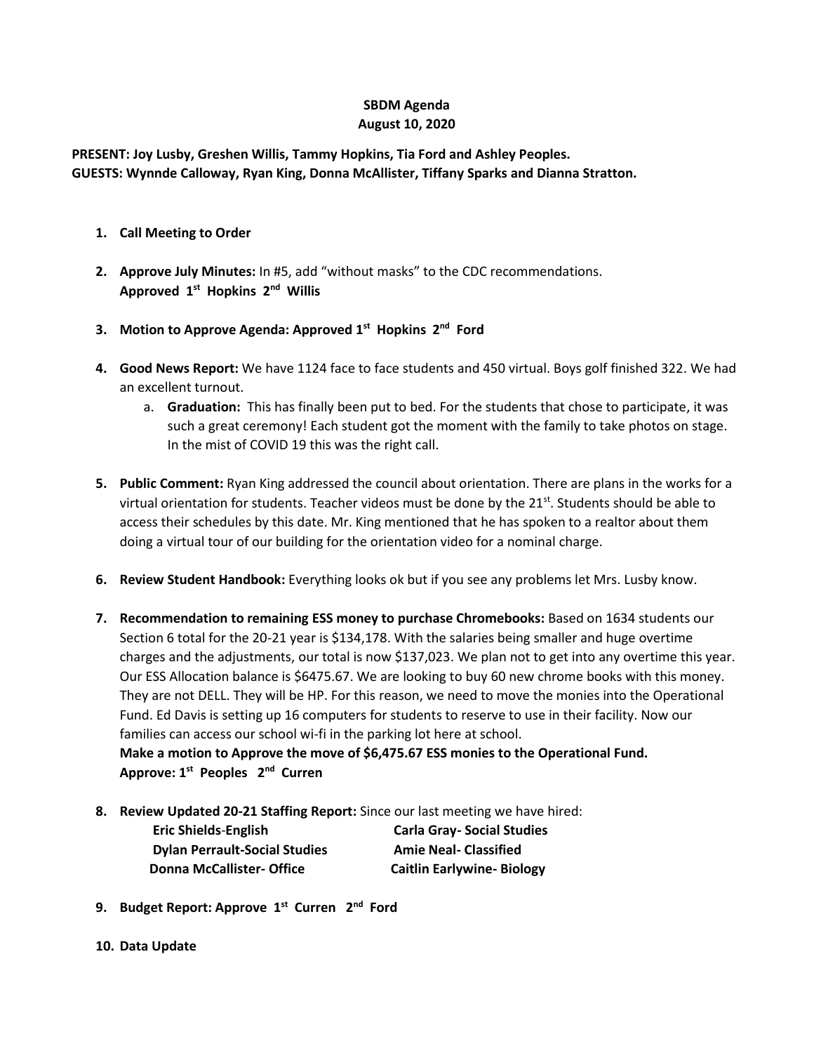**SBDM Agenda**
**August 10, 2020**

**PRESENT: Joy Lusby, Greshen Willis, Tammy Hopkins, Tia Ford and Ashley Peoples.**
**GUESTS: Wynnde Calloway, Ryan King, Donna McAllister, Tiffany Sparks and Dianna Stratton.**

1. **Call Meeting to Order**

2. **Approve July Minutes:** In #5, add "without masks" to the CDC recommendations.
   **Approved 1st Hopkins 2nd Willis**

3. **Motion to Approve Agenda: Approved 1st Hopkins 2nd Ford**

4. **Good News Report:** We have 1124 face to face students and 450 virtual. Boys golf finished 322. We had an excellent turnout.
   a. **Graduation:** This has finally been put to bed. For the students that chose to participate, it was such a great ceremony! Each student got the moment with the family to take photos on stage. In the mist of COVID 19 this was the right call.

5. **Public Comment:** Ryan King addressed the council about orientation. There are plans in the works for a virtual orientation for students. Teacher videos must be done by the 21st. Students should be able to access their schedules by this date. Mr. King mentioned that he has spoken to a realtor about them doing a virtual tour of our building for the orientation video for a nominal charge.

6. **Review Student Handbook:** Everything looks ok but if you see any problems let Mrs. Lusby know.

7. **Recommendation to remaining ESS money to purchase Chromebooks:** Based on 1634 students our Section 6 total for the 20-21 year is $134,178. With the salaries being smaller and huge overtime charges and the adjustments, our total is now $137,023. We plan not to get into any overtime this year. Our ESS Allocation balance is $6475.67. We are looking to buy 60 new chrome books with this money. They are not DELL. They will be HP. For this reason, we need to move the monies into the Operational Fund. Ed Davis is setting up 16 computers for students to reserve to use in their facility. Now our families can access our school wi-fi in the parking lot here at school.
   **Make a motion to Approve the move of $6,475.67 ESS monies to the Operational Fund.**
   **Approve: 1st Peoples 2nd Curren**

8. **Review Updated 20-21 Staffing Report:** Since our last meeting we have hired:

   | | |
   |---|---|
   | **Eric Shields-English** | **Carla Gray- Social Studies** |
   | **Dylan Perrault-Social Studies** | **Amie Neal- Classified** |
   | **Donna McCallister- Office** | **Caitlin Earlywine- Biology** |

9. **Budget Report: Approve 1st Curren 2nd Ford**

10. **Data Update**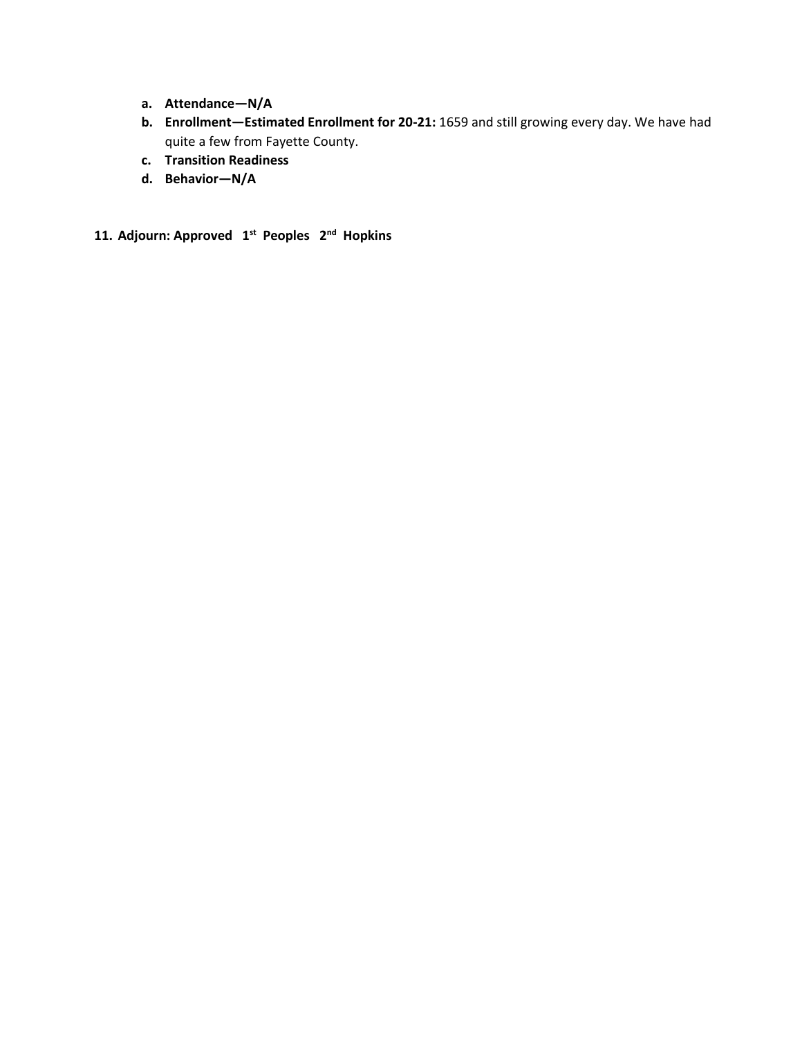- a. **Attendance—N/A**
- b. **Enrollment—Estimated Enrollment for 20-21:** 1659 and still growing every day. We have had quite a few from Fayette County.
- c. **Transition Readiness**
- d. **Behavior—N/A**

**11. Adjourn: Approved 1st Peoples 2nd Hopkins**